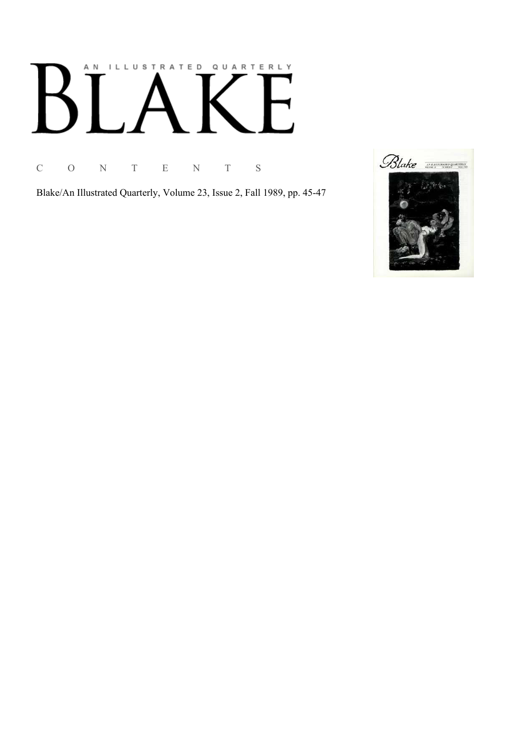# AN ILLUSTRATED QUARTERLY

# BLAKE

C O N T E N T S

Blake/An Illustrated Quarterly, Volume 23, Issue 2, Fall 1989, pp. 45-47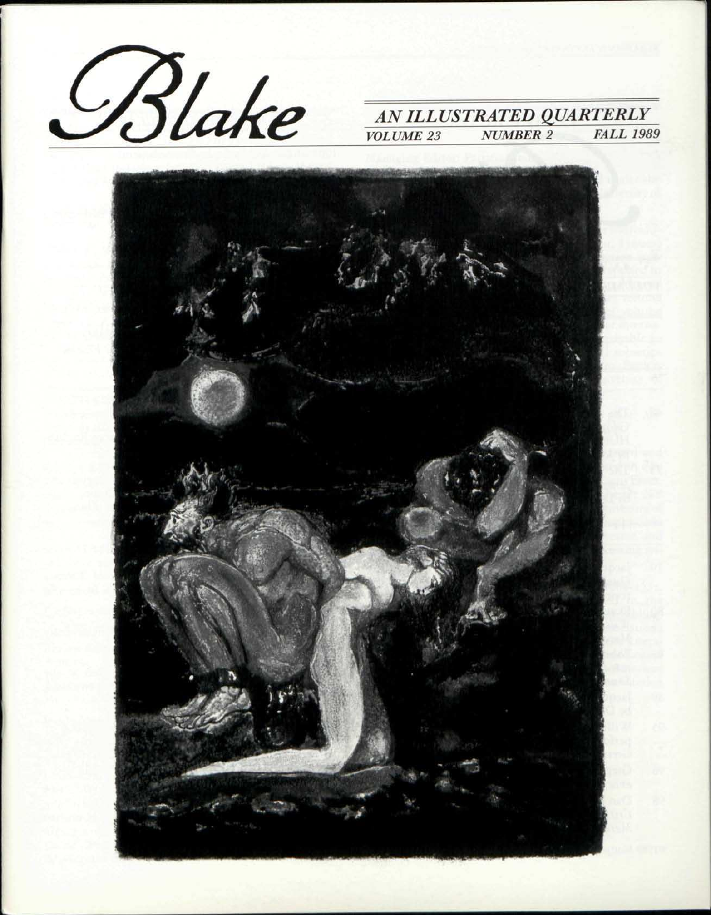# Blake

## AN ILLUSTRATED QUARTERLY

*VOLUME 23 NUMBER 2 FALL 1989*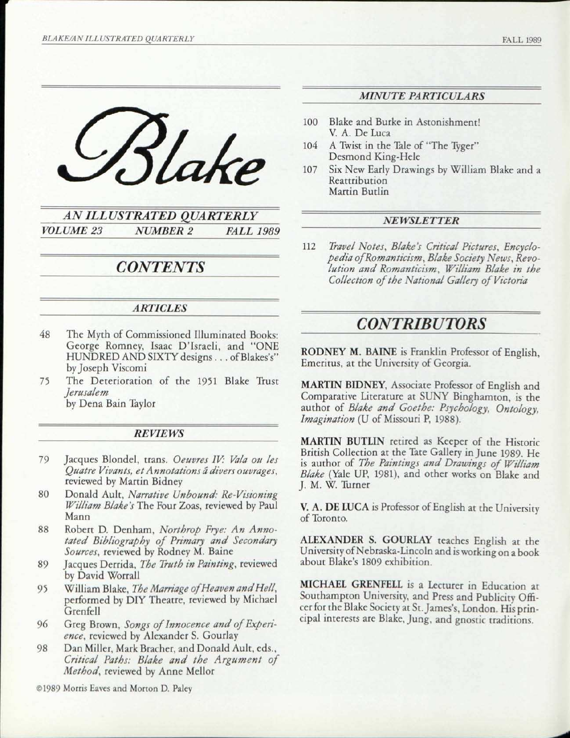# Blake

## AN ILLUSTRATED QUARTERLY

*VOLUME 23 NUMBER 2 FALL 1989*

## CONTENTS

### ARTICLES

48 The Myth of Commissioned Illuminated Books: George Romney, Isaac D'Israeli, and "ONE HUNDRED AND SIXTY designs . . . of Blakes's" by Joseph Viscomi

75 The Deterioration of the 1951 Blake Trust *Jerusalem* by Dena Bain Taylor

### REVIEWS

79 Jacques Blondel, trans. *Oeuvres IV: Vala ou les Quatre Vivants, et Annotations â divers ouvrages*, reviewed by Martin Bidney

80 Donald Ault, *Narrative Unbound: Re-Visioning William Blake's* The Four Zoas, reviewed by Paul Mann

88 Robert D. Denham, *Northrop Frye: An Annotated Bibliography of Primary and Secondary Sources*, reviewed by Rodney M. Baine

89 Jacques Derrida, *The Truth in Painting*, reviewed by David Worrall

95 William Blake, *The Marriage of Heaven and Hell*, performed by DIY Theatre, reviewed by Michael Grenfell

96 Greg Brown, *Songs of Innocence and of Experience*, reviewed by Alexander S. Gourlay

98 Dan Miller, Mark Bracher, and Donald Ault, eds., *Critical Paths: Blake and the Argument of Method*, reviewed by Anne Mellor

©1989 Morris Eaves and Morton D. Paley

### MINUTE PARTICULARS

100 Blake and Burke in Astonishment! V. A. De Luca

104 A Twist in the Tale of "The Tyger" Desmond King-Hele

107 Six New Early Drawings by William Blake and a Reattribution Martin Butlin

### NEWSLETTER

112 *Travel Notes, Blake's Critical Pictures, Encyclopedia of Romanticism, Blake Society News, Revolution and Romanticism, William Blake in the Collection of the National Gallery of Victoria*

## CONTRIBUTORS

**RODNEY M. BAINE** is Franklin Professor of English, Emeritus, at the University of Georgia.

**MARTIN BIDNEY**, Associate Professor of English and Comparative Literature at SUNY Binghamton, is the author of *Blake and Goethe: Psychology, Ontology, Imagination* (U of Missouri P, 1988).

**MARTIN BUTLIN** retired as Keeper of the Historic British Collection at the Tate Gallery in June 1989. He is author of *The Paintings and Drawings of William Blake* (Yale UP, 1981), and other works on Blake and J. M. W. Turner

**V. A. DE LUCA** is Professor of English at the University of Toronto.

**ALEXANDER S. GOURLAY** teaches English at the University of Nebraska-Lincoln and is working on a book about Blake's 1809 exhibition.

**MICHAEL GRENFELL** is a Lecturer in Education at Southampton University, and Press and Publicity Officer for the Blake Society at St. James's, London. His principal interests are Blake, Jung, and gnostic traditions.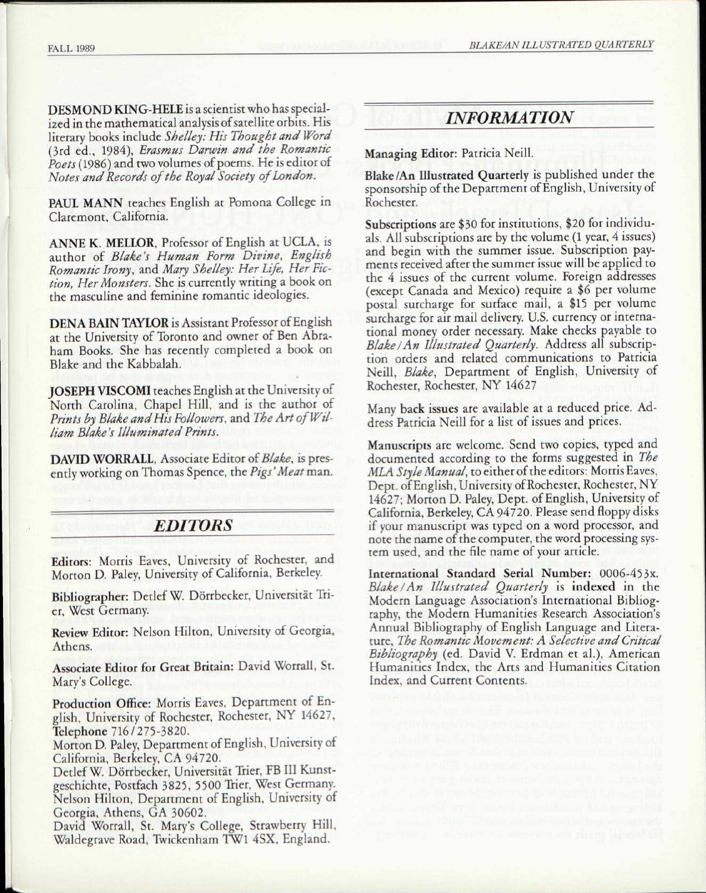**DESMOND KING-HELE** is a scientist who has specialized in the mathematical analysis of satellite orbits. His literary books include *Shelley: His Thought and Word* (3rd ed., 1984), *Erasmus Darwin and the Romantic Poets* (1986) and two volumes of poems. He is editor of *Notes and Records of the Royal Society of London*.

**PAUL MANN** teaches English at Pomona College in Claremont, California.

**ANNE K. MELLOR**, Professor of English at UCLA, is author of *Blake's Human Form Divine*, *English Romantic Irony*, and *Mary Shelley: Her Life, Her Fiction, Her Monsters*. She is currently writing a book on the masculine and feminine romantic ideologies.

**DENA BAIN TAYLOR** is Assistant Professor of English at the University of Toronto and owner of Ben Abraham Books. She has recently completed a book on Blake and the Kabbalah.

**JOSEPH VISCOMI** teaches English at the University of North Carolina, Chapel Hill, and is the author of *Prints by Blake and His Followers*, and *The Art of William Blake's Illuminated Prints*.

**DAVID WORRALL**, Associate Editor of *Blake*, is presently working on Thomas Spence, the *Pigs' Meat* man.

## *EDITORS*

**Editors**: Morris Eaves, University of Rochester, and Morton D. Paley, University of California, Berkeley.

**Bibliographer**: Detlef W. Dörrbecker, Universität Trier, West Germany.

**Review Editor**: Nelson Hilton, University of Georgia, Athens.

**Associate Editor for Great Britain**: David Worrall, St. Mary's College.

**Production Office**: Morris Eaves, Department of English, University of Rochester, Rochester, NY 14627, Telephone 716/275-3820.
Morton D. Paley, Department of English, University of California, Berkeley, CA 94720.
Detlef W. Dörrbecker, Universität Trier, FB III Kunstgeschichte, Postfach 3825, 5500 Trier, West Germany.
Nelson Hilton, Department of English, University of Georgia, Athens, GA 30602.
David Worrall, St. Mary's College, Strawberry Hill, Waldegrave Road, Twickenham TW1 4SX, England.

## *INFORMATION*

**Managing Editor**: Patricia Neill.

**Blake/An Illustrated Quarterly** is published under the sponsorship of the Department of English, University of Rochester.

**Subscriptions** are $30 for institutions, $20 for individuals. All subscriptions are by the volume (1 year, 4 issues) and begin with the summer issue. Subscription payments received after the summer issue will be applied to the 4 issues of the current volume. Foreign addresses (except Canada and Mexico) require a $6 per volume postal surcharge for surface mail, a $15 per volume surcharge for air mail delivery. U.S. currency or international money order necessary. Make checks payable to *Blake/An Illustrated Quarterly*. Address all subscription orders and related communications to Patricia Neill, *Blake*, Department of English, University of Rochester, Rochester, NY 14627

Many **back issues** are available at a reduced price. Address Patricia Neill for a list of issues and prices.

**Manuscripts** are welcome. Send two copies, typed and documented according to the forms suggested in *The MLA Style Manual*, to either of the editors: Morris Eaves, Dept. of English, University of Rochester, Rochester, NY 14627; Morton D. Paley, Dept. of English, University of California, Berkeley, CA 94720. Please send floppy disks if your manuscript was typed on a word processor, and note the name of the computer, the word processing system used, and the file name of your article.

**International Standard Serial Number**: 0006-453x. *Blake/An Illustrated Quarterly* is **indexed** in the Modern Language Association's International Bibliography, the Modern Humanities Research Association's Annual Bibliography of English Language and Literature, *The Romantic Movement: A Selective and Critical Bibliography* (ed. David V. Erdman et al.), American Humanities Index, the Arts and Humanities Citation Index, and Current Contents.